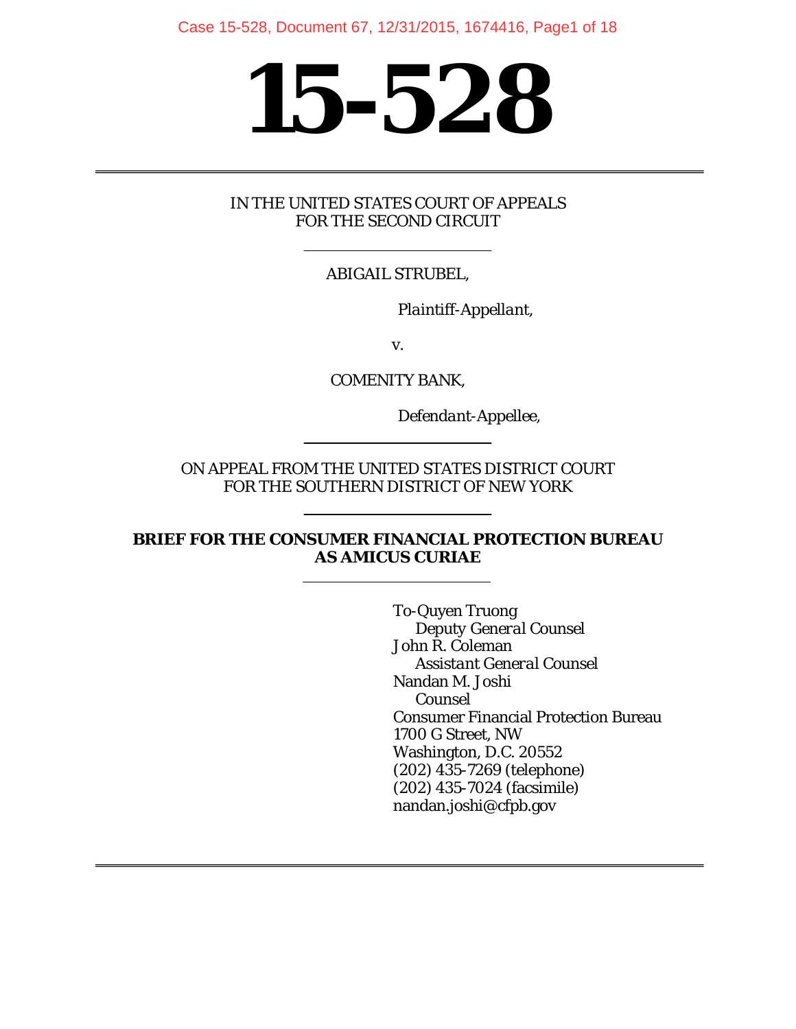# 15-528

IN THE UNITED STATES COURT OF APPEALS
FOR THE SECOND CIRCUIT

---

ABIGAIL STRUBEL,

*Plaintiff-Appellant,*

v.

COMENITY BANK,

*Defendant-Appellee,*

---

ON APPEAL FROM THE UNITED STATES DISTRICT COURT
FOR THE SOUTHERN DISTRICT OF NEW YORK

---

**BRIEF FOR THE CONSUMER FINANCIAL PROTECTION BUREAU AS AMICUS CURIAE**

---

To-Quyen Truong
*Deputy General Counsel*
John R. Coleman
*Assistant General Counsel*
Nandan M. Joshi
*Counsel*
Consumer Financial Protection Bureau
1700 G Street, NW
Washington, D.C. 20552
(202) 435-7269 (telephone)
(202) 435-7024 (facsimile)
nandan.joshi@cfpb.gov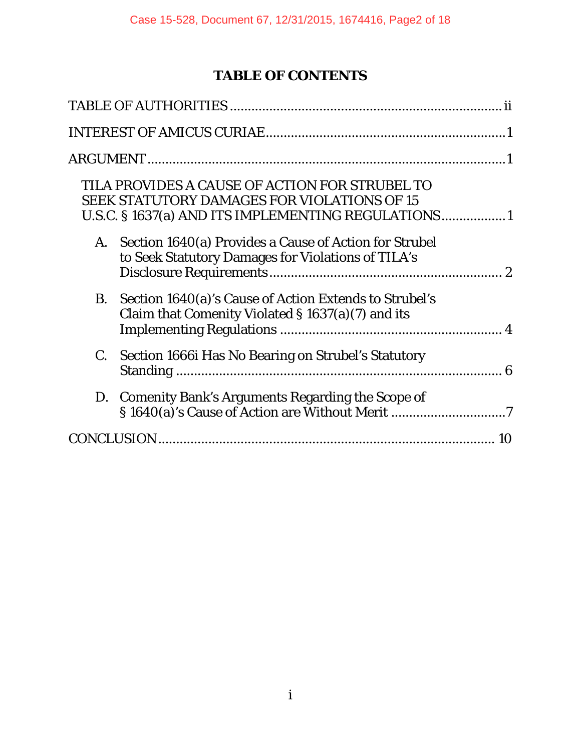# TABLE OF CONTENTS

TABLE OF AUTHORITIES ........................................................................... ii

INTEREST OF AMICUS CURIAE ..................................................................1

ARGUMENT .....................................................................................................1

TILA PROVIDES A CAUSE OF ACTION FOR STRUBEL TO SEEK STATUTORY DAMAGES FOR VIOLATIONS OF 15 U.S.C. § 1637(a) AND ITS IMPLEMENTING REGULATIONS .................1

A. Section 1640(a) Provides a Cause of Action for Strubel to Seek Statutory Damages for Violations of TILA's Disclosure Requirements ................................................................ 2

B. Section 1640(a)'s Cause of Action Extends to Strubel's Claim that Comenity Violated § 1637(a)(7) and its Implementing Regulations .............................................................. 4

C. Section 1666i Has No Bearing on Strubel's Statutory Standing ......................................................................................... 6

D. Comenity Bank's Arguments Regarding the Scope of § 1640(a)'s Cause of Action are Without Merit ................................7

CONCLUSION .............................................................................................. 10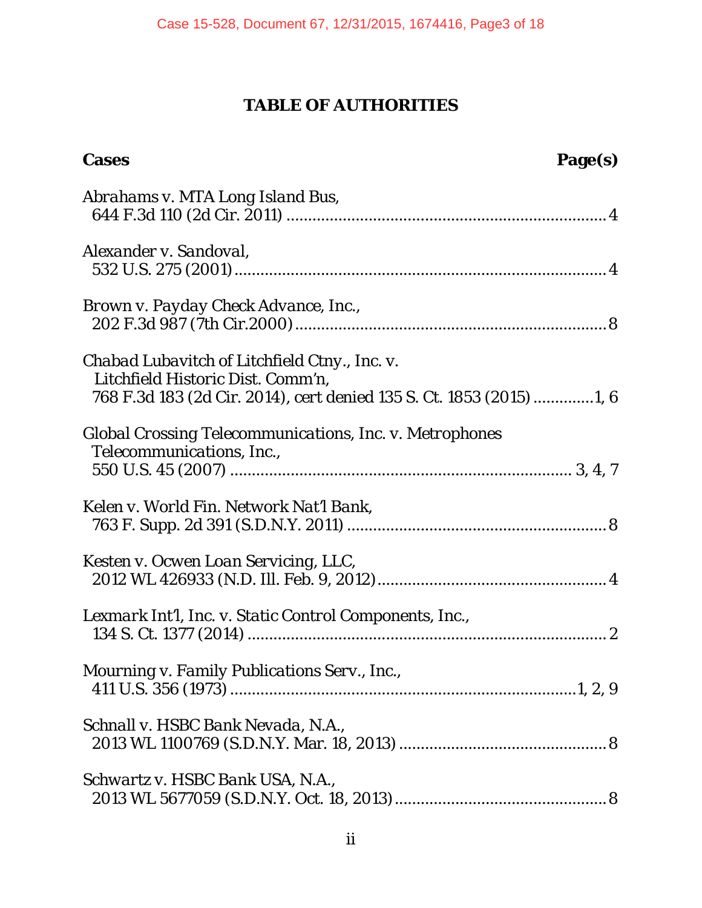# TABLE OF AUTHORITIES

**Cases** **Page(s)**

*Abrahams v. MTA Long Island Bus*,
644 F.3d 110 (2d Cir. 2011) ........................................................................ 4

*Alexander v. Sandoval*,
532 U.S. 275 (2001) ...................................................................................... 4

*Brown v. Payday Check Advance, Inc.*,
202 F.3d 987 (7th Cir.2000) ........................................................................ 8

*Chabad Lubavitch of Litchfield Ctny., Inc. v. Litchfield Historic Dist. Comm'n*,
768 F.3d 183 (2d Cir. 2014), cert denied 135 S. Ct. 1853 (2015) .............1, 6

*Global Crossing Telecommunications, Inc. v. Metrophones Telecommunications, Inc.*,
550 U.S. 45 (2007) ............................................................................... 3, 4, 7

*Kelen v. World Fin. Network Nat'l Bank*,
763 F. Supp. 2d 391 (S.D.N.Y. 2011) ........................................................... 8

*Kesten v. Ocwen Loan Servicing, LLC*,
2012 WL 426933 (N.D. Ill. Feb. 9, 2012) ..................................................... 4

*Lexmark Int'l, Inc. v. Static Control Components, Inc.*,
134 S. Ct. 1377 (2014) .................................................................................. 2

*Mourning v. Family Publications Serv., Inc.*,
411 U.S. 356 (1973) ................................................................................1, 2, 9

*Schnall v. HSBC Bank Nevada, N.A.*,
2013 WL 1100769 (S.D.N.Y. Mar. 18, 2013) ................................................ 8

*Schwartz v. HSBC Bank USA, N.A.*,
2013 WL 5677059 (S.D.N.Y. Oct. 18, 2013) ................................................. 8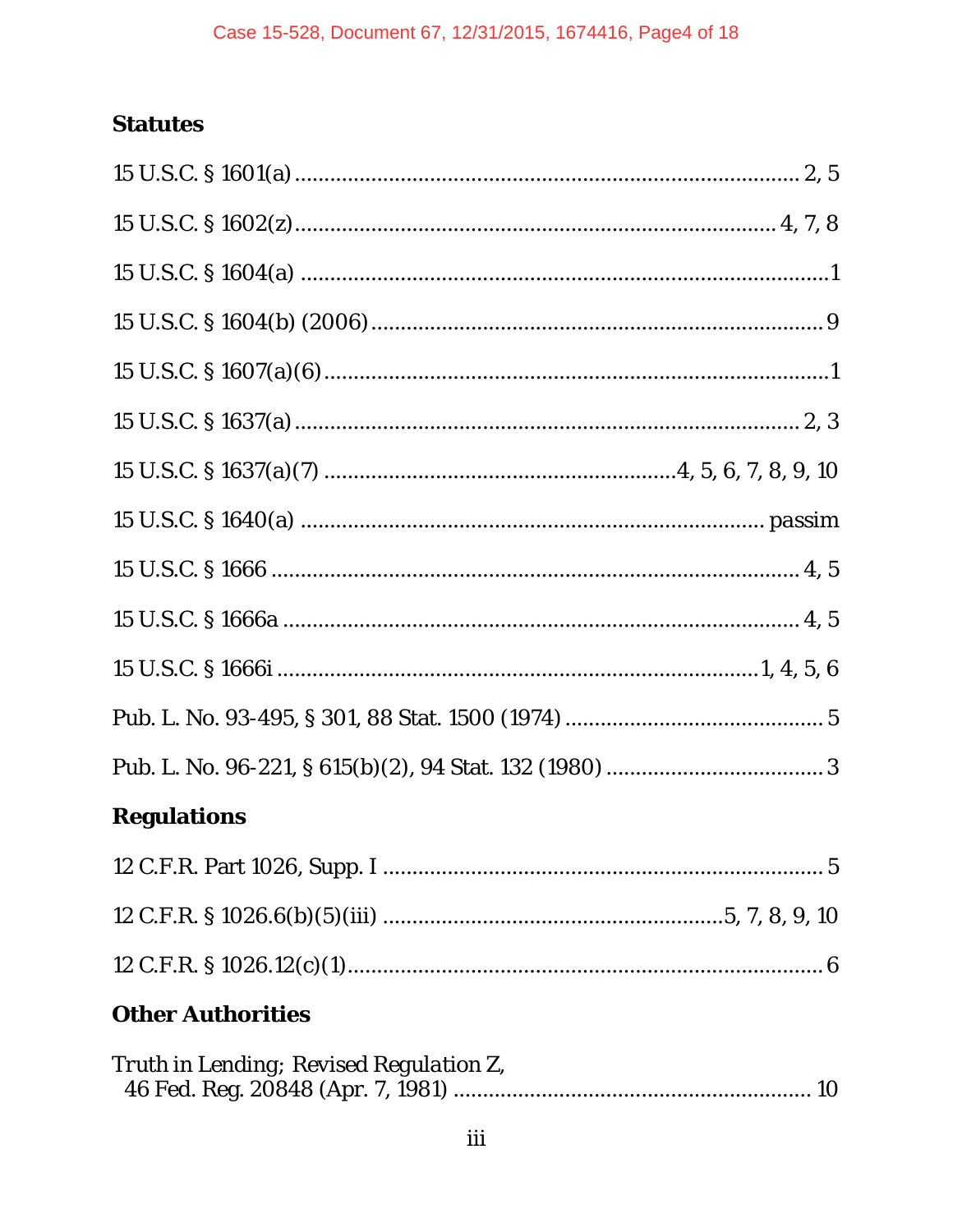## Statutes

15 U.S.C. § 1601(a) .................................................................................... 2, 5

15 U.S.C. § 1602(z).................................................................................. 4, 7, 8

15 U.S.C. § 1604(a) ..........................................................................................1

15 U.S.C. § 1604(b) (2006)..............................................................................9

15 U.S.C. § 1607(a)(6).......................................................................................1

15 U.S.C. § 1637(a) ..................................................................................... 2, 3

15 U.S.C. § 1637(a)(7) ..........................................................4, 5, 6, 7, 8, 9, 10

15 U.S.C. § 1640(a) ................................................................................ passim

15 U.S.C. § 1666 ......................................................................................... 4, 5

15 U.S.C. § 1666a ....................................................................................... 4, 5

15 U.S.C. § 1666i ..................................................................................1, 4, 5, 6

Pub. L. No. 93-495, § 301, 88 Stat. 1500 (1974) ............................................ 5

Pub. L. No. 96-221, § 615(b)(2), 94 Stat. 132 (1980) ..................................... 3

## Regulations

12 C.F.R. Part 1026, Supp. I ........................................................................... 5

12 C.F.R. § 1026.6(b)(5)(iii) ..........................................................5, 7, 8, 9, 10

12 C.F.R. § 1026.12(c)(1)................................................................................. 6

## Other Authorities

*Truth in Lending; Revised Regulation Z*,
46 Fed. Reg. 20848 (Apr. 7, 1981) ............................................................ 10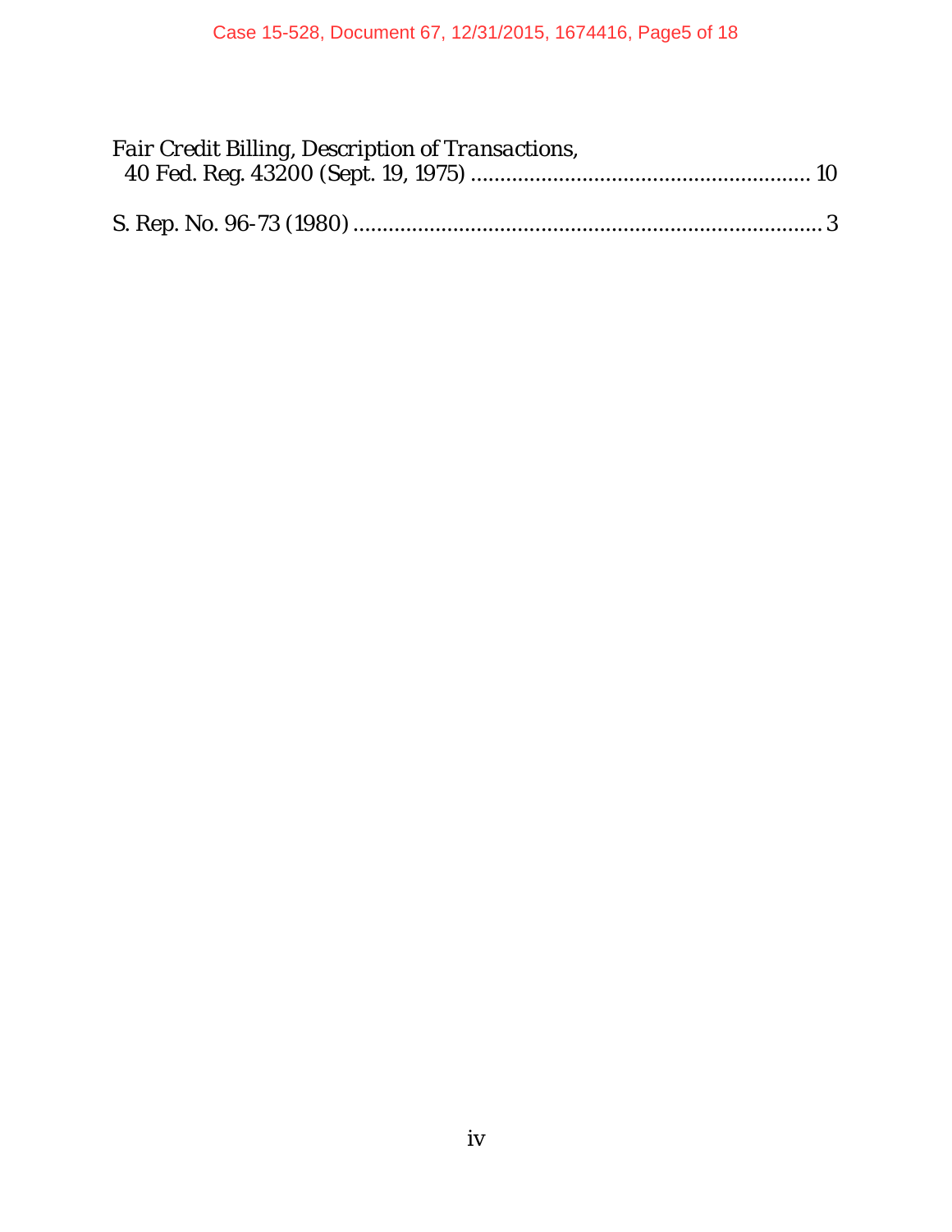*Fair Credit Billing, Description of Transactions*,
40 Fed. Reg. 43200 (Sept. 19, 1975) .......................................................... 10

S. Rep. No. 96-73 (1980) .................................................................................. 3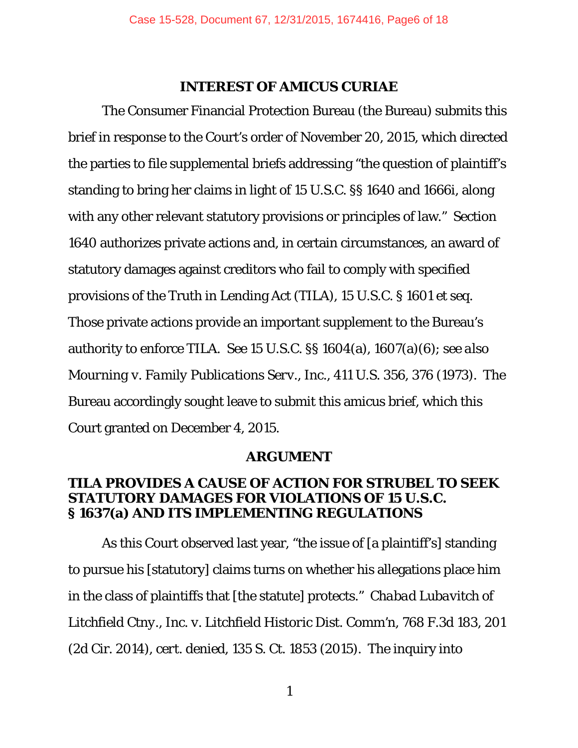## INTEREST OF AMICUS CURIAE

The Consumer Financial Protection Bureau (the Bureau) submits this brief in response to the Court's order of November 20, 2015, which directed the parties to file supplemental briefs addressing "the question of plaintiff's standing to bring her claims in light of 15 U.S.C. §§ 1640 and 1666i, along with any other relevant statutory provisions or principles of law." Section 1640 authorizes private actions and, in certain circumstances, an award of statutory damages against creditors who fail to comply with specified provisions of the Truth in Lending Act (TILA), 15 U.S.C. § 1601 *et seq.* Those private actions provide an important supplement to the Bureau's authority to enforce TILA. *See* 15 U.S.C. §§ 1604(a), 1607(a)(6); *see also Mourning v. Family Publications Serv., Inc.*, 411 U.S. 356, 376 (1973). The Bureau accordingly sought leave to submit this amicus brief, which this Court granted on December 4, 2015.

## ARGUMENT

### TILA PROVIDES A CAUSE OF ACTION FOR STRUBEL TO SEEK STATUTORY DAMAGES FOR VIOLATIONS OF 15 U.S.C. § 1637(a) AND ITS IMPLEMENTING REGULATIONS

As this Court observed last year, "the issue of [a plaintiff's] standing to pursue his [statutory] claims turns on whether his allegations place him in the class of plaintiffs that [the statute] protects." *Chabad Lubavitch of Litchfield Ctny., Inc. v. Litchfield Historic Dist. Comm'n*, 768 F.3d 183, 201 (2d Cir. 2014), *cert. denied*, 135 S. Ct. 1853 (2015). The inquiry into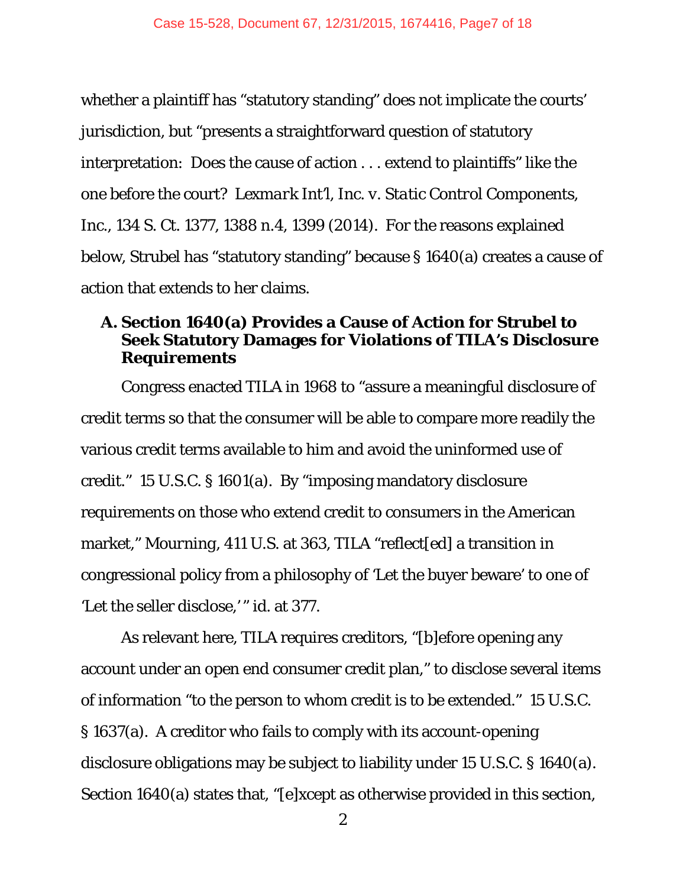whether a plaintiff has "statutory standing" does not implicate the courts' jurisdiction, but "presents a straightforward question of statutory interpretation: Does the cause of action . . . extend to plaintiffs" like the one before the court? *Lexmark Int'l, Inc. v. Static Control Components, Inc.*, 134 S. Ct. 1377, 1388 n.4, 1399 (2014). For the reasons explained below, Strubel has "statutory standing" because § 1640(a) creates a cause of action that extends to her claims.

### A. Section 1640(a) Provides a Cause of Action for Strubel to Seek Statutory Damages for Violations of TILA's Disclosure Requirements

Congress enacted TILA in 1968 to "assure a meaningful disclosure of credit terms so that the consumer will be able to compare more readily the various credit terms available to him and avoid the uninformed use of credit." 15 U.S.C. § 1601(a). By "imposing mandatory disclosure requirements on those who extend credit to consumers in the American market," *Mourning*, 411 U.S. at 363, TILA "reflect[ed] a transition in congressional policy from a philosophy of 'Let the buyer beware' to one of 'Let the seller disclose,'" *id.* at 377.

As relevant here, TILA requires creditors, "[b]efore opening any account under an open end consumer credit plan," to disclose several items of information "to the person to whom credit is to be extended." 15 U.S.C. § 1637(a). A creditor who fails to comply with its account-opening disclosure obligations may be subject to liability under 15 U.S.C. § 1640(a). Section 1640(a) states that, "[e]xcept as otherwise provided in this section,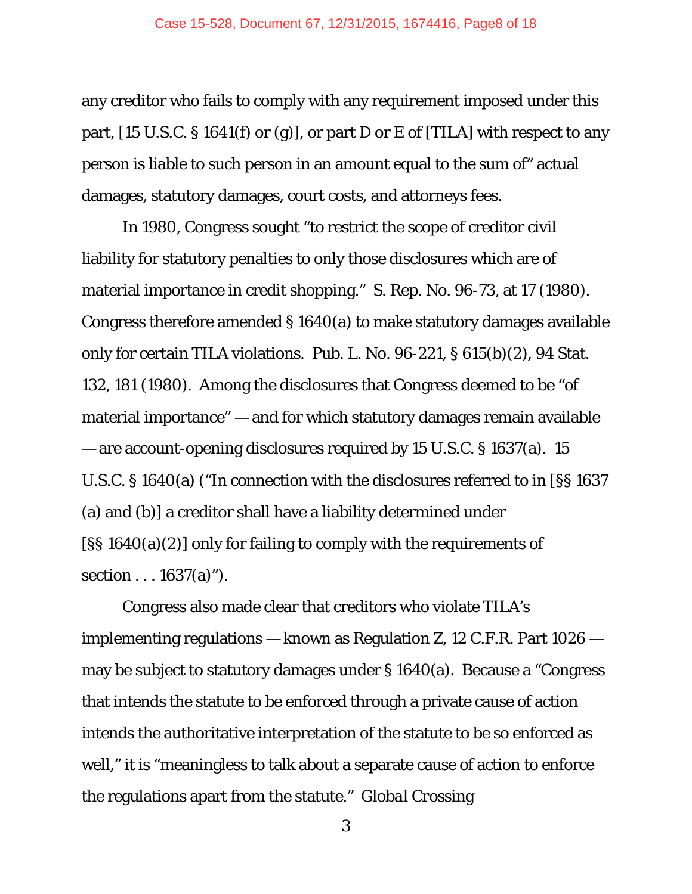any creditor who fails to comply with any requirement imposed under this part, [15 U.S.C. § 1641(f) or (g)], or part D or E of [TILA] with respect to any person is liable to such person in an amount equal to the sum of" actual damages, statutory damages, court costs, and attorneys fees.

In 1980, Congress sought "to restrict the scope of creditor civil liability for statutory penalties to only those disclosures which are of material importance in credit shopping." S. Rep. No. 96-73, at 17 (1980). Congress therefore amended § 1640(a) to make statutory damages available only for certain TILA violations. Pub. L. No. 96-221, § 615(b)(2), 94 Stat. 132, 181 (1980). Among the disclosures that Congress deemed to be "of material importance" — and for which statutory damages remain available — are account-opening disclosures required by 15 U.S.C. § 1637(a). 15 U.S.C. § 1640(a) ("In connection with the disclosures referred to in [§§ 1637 (a) and (b)] a creditor shall have a liability determined under [§§ 1640(a)(2)] only for failing to comply with the requirements of section . . . 1637(a)").

Congress also made clear that creditors who violate TILA's implementing regulations — known as Regulation Z, 12 C.F.R. Part 1026 — may be subject to statutory damages under § 1640(a). Because a "Congress that intends the statute to be enforced through a private cause of action intends the authoritative interpretation of the statute to be so enforced as well," it is "meaningless to talk about a separate cause of action to enforce the regulations apart from the statute." *Global Crossing*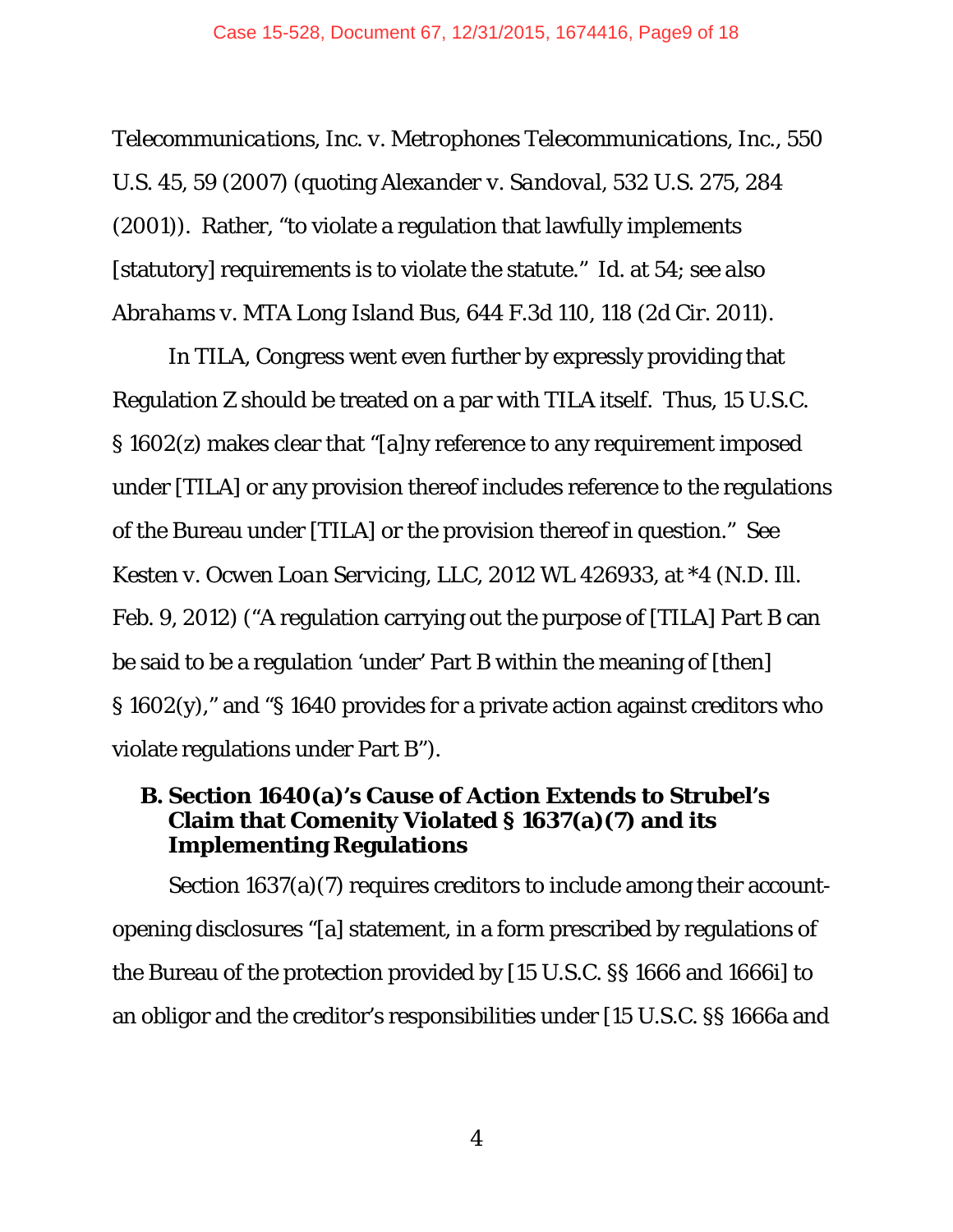*Telecommunications, Inc. v. Metrophones Telecommunications, Inc.*, 550 U.S. 45, 59 (2007) (quoting *Alexander v. Sandoval*, 532 U.S. 275, 284 (2001)). Rather, "to violate a regulation that lawfully implements [statutory] requirements is to violate the statute." *Id.* at 54; *see also Abrahams v. MTA Long Island Bus*, 644 F.3d 110, 118 (2d Cir. 2011).

In TILA, Congress went even further by expressly providing that Regulation Z should be treated on a par with TILA itself. Thus, 15 U.S.C. § 1602(z) makes clear that "[a]ny reference to any requirement imposed under [TILA] or any provision thereof includes reference to the regulations of the Bureau under [TILA] or the provision thereof in question." *See Kesten v. Ocwen Loan Servicing, LLC*, 2012 WL 426933, at *4 (N.D. Ill. Feb. 9, 2012) ("A regulation carrying out the purpose of [TILA] Part B can be said to be a regulation 'under' Part B within the meaning of [then] § 1602(y)," and "§ 1640 provides for a private action against creditors who violate regulations under Part B").

### B. Section 1640(a)'s Cause of Action Extends to Strubel's Claim that Comenity Violated § 1637(a)(7) and its Implementing Regulations

Section 1637(a)(7) requires creditors to include among their account-opening disclosures "[a] statement, in a form prescribed by regulations of the Bureau of the protection provided by [15 U.S.C. §§ 1666 and 1666i] to an obligor and the creditor's responsibilities under [15 U.S.C. §§ 1666a and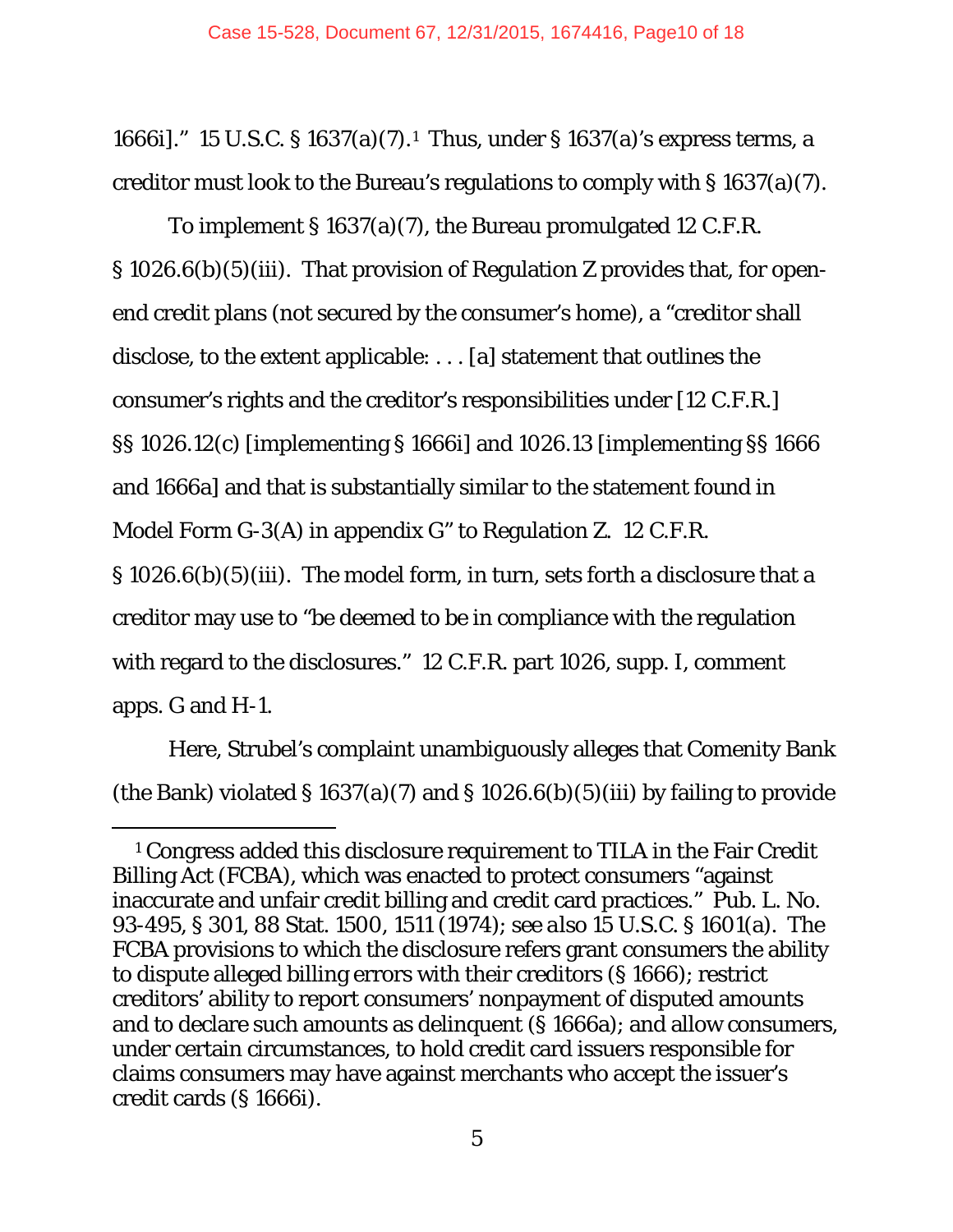1666i].” 15 U.S.C. § 1637(a)(7).[1] Thus, under § 1637(a)’s express terms, a creditor must look to the Bureau’s regulations to comply with § 1637(a)(7).

To implement § 1637(a)(7), the Bureau promulgated 12 C.F.R. § 1026.6(b)(5)(iii). That provision of Regulation Z provides that, for open-end credit plans (not secured by the consumer’s home), a “creditor shall disclose, to the extent applicable: . . . [a] statement that outlines the consumer’s rights and the creditor’s responsibilities under [12 C.F.R.] §§ 1026.12(c) [implementing § 1666i] and 1026.13 [implementing §§ 1666 and 1666a] and that is substantially similar to the statement found in Model Form G-3(A) in appendix G” to Regulation Z. 12 C.F.R. § 1026.6(b)(5)(iii). The model form, in turn, sets forth a disclosure that a creditor may use to “be deemed to be in compliance with the regulation with regard to the disclosures.” 12 C.F.R. part 1026, supp. I, comment apps. G and H-1.

Here, Strubel’s complaint unambiguously alleges that Comenity Bank (the Bank) violated § 1637(a)(7) and § 1026.6(b)(5)(iii) by failing to provide

---

[1] Congress added this disclosure requirement to TILA in the Fair Credit Billing Act (FCBA), which was enacted to protect consumers “against inaccurate and unfair credit billing and credit card practices.” Pub. L. No. 93-495, § 301, 88 Stat. 1500, 1511 (1974); *see also* 15 U.S.C. § 1601(a). The FCBA provisions to which the disclosure refers grant consumers the ability to dispute alleged billing errors with their creditors (§ 1666); restrict creditors’ ability to report consumers’ nonpayment of disputed amounts and to declare such amounts as delinquent (§ 1666a); and allow consumers, under certain circumstances, to hold credit card issuers responsible for claims consumers may have against merchants who accept the issuer’s credit cards (§ 1666i).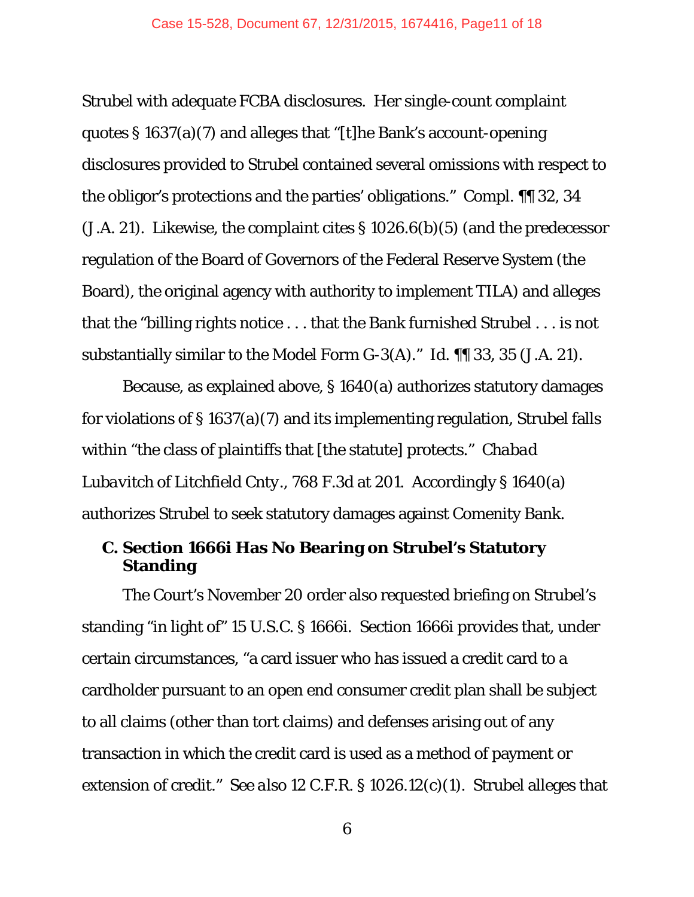Strubel with adequate FCBA disclosures. Her single-count complaint quotes § 1637(a)(7) and alleges that "[t]he Bank's account-opening disclosures provided to Strubel contained several omissions with respect to the obligor's protections and the parties' obligations." Compl. ¶¶ 32, 34 (J.A. 21). Likewise, the complaint cites § 1026.6(b)(5) (and the predecessor regulation of the Board of Governors of the Federal Reserve System (the Board), the original agency with authority to implement TILA) and alleges that the "billing rights notice . . . that the Bank furnished Strubel . . . is not substantially similar to the Model Form G-3(A)." *Id.* ¶¶ 33, 35 (J.A. 21).

Because, as explained above, § 1640(a) authorizes statutory damages for violations of § 1637(a)(7) and its implementing regulation, Strubel falls within "the class of plaintiffs that [the statute] protects." *Chabad Lubavitch of Litchfield Cnty.*, 768 F.3d at 201. Accordingly § 1640(a) authorizes Strubel to seek statutory damages against Comenity Bank.

### C. Section 1666i Has No Bearing on Strubel's Statutory Standing

The Court's November 20 order also requested briefing on Strubel's standing "in light of" 15 U.S.C. § 1666i. Section 1666i provides that, under certain circumstances, "a card issuer who has issued a credit card to a cardholder pursuant to an open end consumer credit plan shall be subject to all claims (other than tort claims) and defenses arising out of any transaction in which the credit card is used as a method of payment or extension of credit." *See also* 12 C.F.R. § 1026.12(c)(1). Strubel alleges that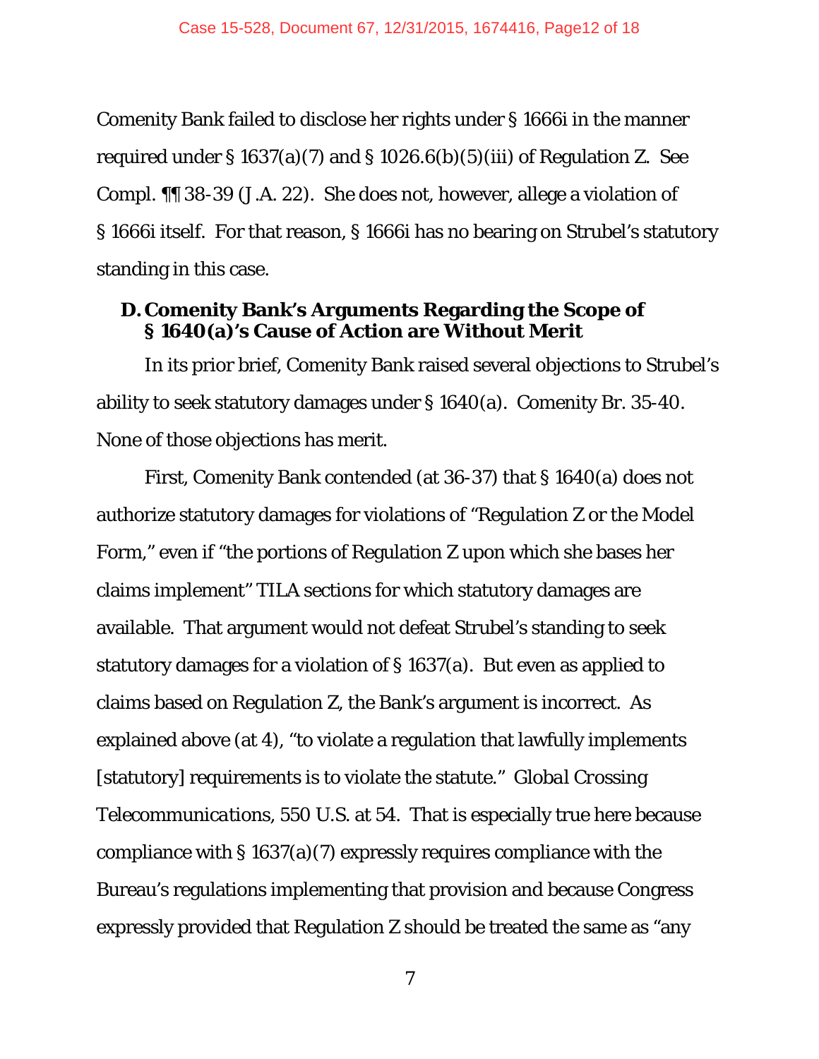Comenity Bank failed to disclose her rights under § 1666i in the manner required under § 1637(a)(7) and § 1026.6(b)(5)(iii) of Regulation Z. See Compl. ¶¶ 38-39 (J.A. 22). She does not, however, allege a violation of § 1666i itself. For that reason, § 1666i has no bearing on Strubel's statutory standing in this case.

### D. Comenity Bank's Arguments Regarding the Scope of § 1640(a)'s Cause of Action are Without Merit

In its prior brief, Comenity Bank raised several objections to Strubel's ability to seek statutory damages under § 1640(a). Comenity Br. 35-40. None of those objections has merit.

First, Comenity Bank contended (at 36-37) that § 1640(a) does not authorize statutory damages for violations of "Regulation Z or the Model Form," even if "the portions of Regulation Z upon which she bases her claims implement" TILA sections for which statutory damages are available. That argument would not defeat Strubel's standing to seek statutory damages for a violation of § 1637(a). But even as applied to claims based on Regulation Z, the Bank's argument is incorrect. As explained above (at 4), "to violate a regulation that lawfully implements [statutory] requirements is to violate the statute." *Global Crossing Telecommunications*, 550 U.S. at 54. That is especially true here because compliance with § 1637(a)(7) expressly requires compliance with the Bureau's regulations implementing that provision and because Congress expressly provided that Regulation Z should be treated the same as "any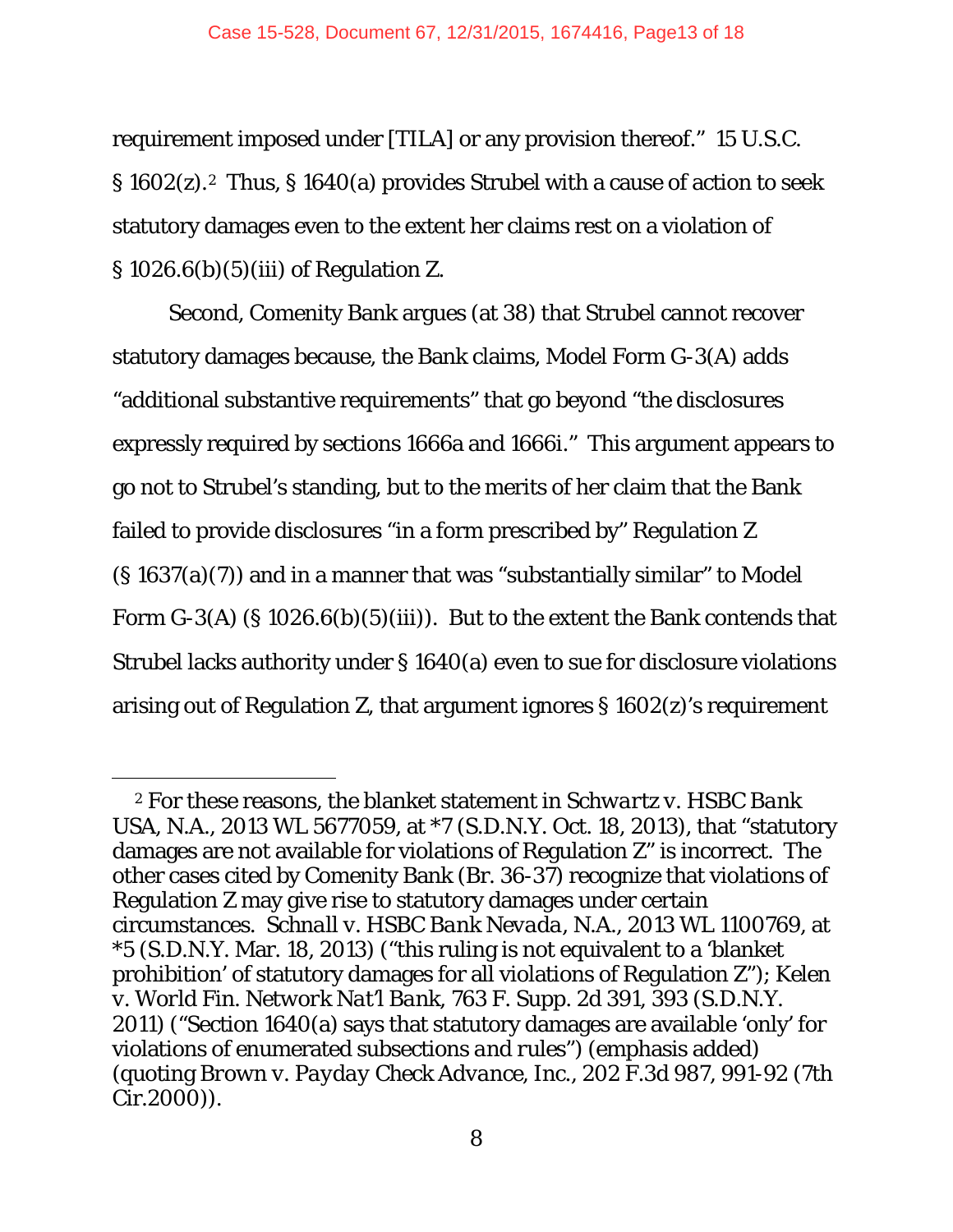requirement imposed under [TILA] or any provision thereof." 15 U.S.C. § 1602(z).[2] Thus, § 1640(a) provides Strubel with a cause of action to seek statutory damages even to the extent her claims rest on a violation of § 1026.6(b)(5)(iii) of Regulation Z.

Second, Comenity Bank argues (at 38) that Strubel cannot recover statutory damages because, the Bank claims, Model Form G-3(A) adds "additional substantive requirements" that go beyond "the disclosures expressly required by sections 1666a and 1666i." This argument appears to go not to Strubel's standing, but to the merits of her claim that the Bank failed to provide disclosures "in a form prescribed by" Regulation Z (§ 1637(a)(7)) and in a manner that was "substantially similar" to Model Form G-3(A) (§ 1026.6(b)(5)(iii)). But to the extent the Bank contends that Strubel lacks authority under § 1640(a) even to sue for disclosure violations arising out of Regulation Z, that argument ignores § 1602(z)'s requirement

---

[2] For these reasons, the blanket statement in *Schwartz v. HSBC Bank USA, N.A.*, 2013 WL 5677059, at *7 (S.D.N.Y. Oct. 18, 2013), that "statutory damages are not available for violations of Regulation Z" is incorrect. The other cases cited by Comenity Bank (Br. 36-37) recognize that violations of Regulation Z may give rise to statutory damages under certain circumstances. *Schnall v. HSBC Bank Nevada, N.A.*, 2013 WL 1100769, at *5 (S.D.N.Y. Mar. 18, 2013) ("this ruling is not equivalent to a 'blanket prohibition' of statutory damages for all violations of Regulation Z"); *Kelen v. World Fin. Network Nat'l Bank*, 763 F. Supp. 2d 391, 393 (S.D.N.Y. 2011) ("Section 1640(a) says that statutory damages are available 'only' for violations of enumerated subsections *and rules*") (emphasis added) (quoting *Brown v. Payday Check Advance, Inc.*, 202 F.3d 987, 991-92 (7th Cir.2000)).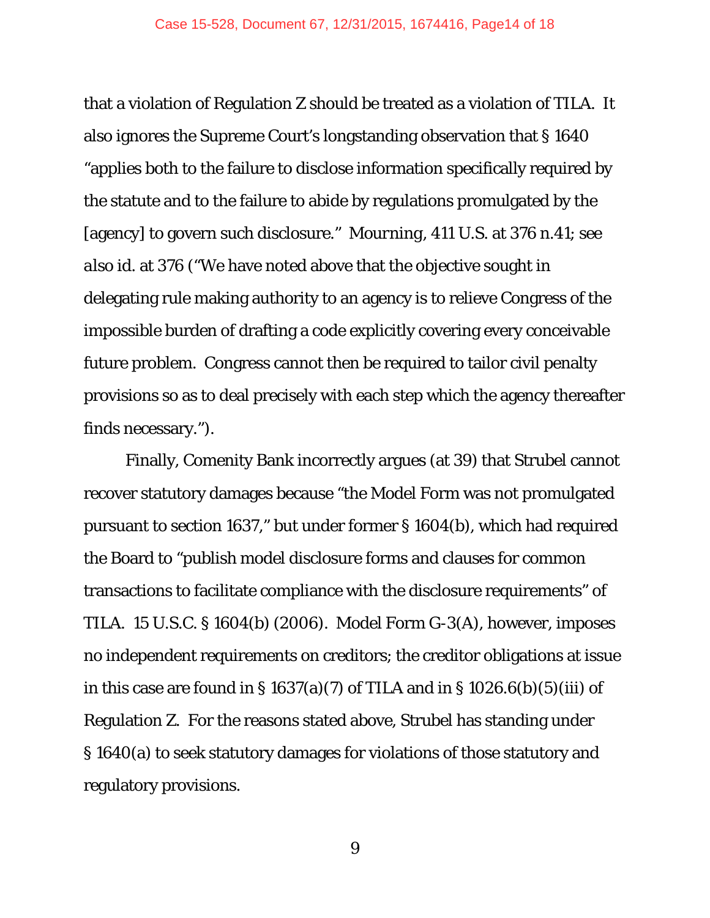that a violation of Regulation Z should be treated as a violation of TILA. It also ignores the Supreme Court's longstanding observation that § 1640 "applies both to the failure to disclose information specifically required by the statute and to the failure to abide by regulations promulgated by the [agency] to govern such disclosure." *Mourning*, 411 U.S. at 376 n.41; *see also id.* at 376 ("We have noted above that the objective sought in delegating rule making authority to an agency is to relieve Congress of the impossible burden of drafting a code explicitly covering every conceivable future problem. Congress cannot then be required to tailor civil penalty provisions so as to deal precisely with each step which the agency thereafter finds necessary.").

Finally, Comenity Bank incorrectly argues (at 39) that Strubel cannot recover statutory damages because "the Model Form was not promulgated pursuant to section 1637," but under former § 1604(b), which had required the Board to "publish model disclosure forms and clauses for common transactions to facilitate compliance with the disclosure requirements" of TILA. 15 U.S.C. § 1604(b) (2006). Model Form G-3(A), however, imposes no independent requirements on creditors; the creditor obligations at issue in this case are found in § 1637(a)(7) of TILA and in § 1026.6(b)(5)(iii) of Regulation Z. For the reasons stated above, Strubel has standing under § 1640(a) to seek statutory damages for violations of those statutory and regulatory provisions.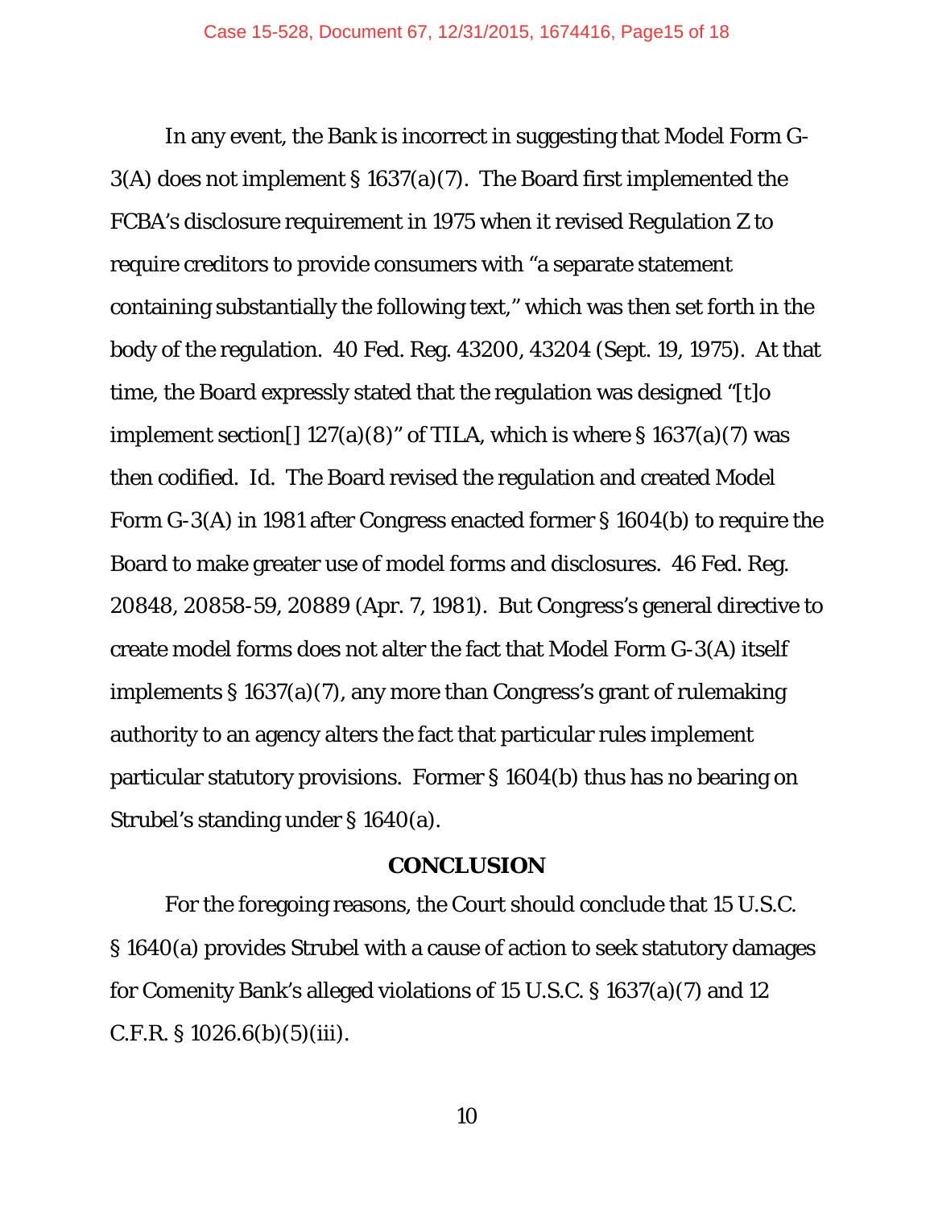In any event, the Bank is incorrect in suggesting that Model Form G-3(A) does not implement § 1637(a)(7). The Board first implemented the FCBA's disclosure requirement in 1975 when it revised Regulation Z to require creditors to provide consumers with "a separate statement containing substantially the following text," which was then set forth in the body of the regulation. 40 Fed. Reg. 43200, 43204 (Sept. 19, 1975). At that time, the Board expressly stated that the regulation was designed "[t]o implement section[] 127(a)(8)" of TILA, which is where § 1637(a)(7) was then codified. *Id.* The Board revised the regulation and created Model Form G-3(A) in 1981 after Congress enacted former § 1604(b) to require the Board to make greater use of model forms and disclosures. 46 Fed. Reg. 20848, 20858-59, 20889 (Apr. 7, 1981). But Congress's general directive to create model forms does not alter the fact that Model Form G-3(A) itself implements § 1637(a)(7), any more than Congress's grant of rulemaking authority to an agency alters the fact that particular rules implement particular statutory provisions. Former § 1604(b) thus has no bearing on Strubel's standing under § 1640(a).

## CONCLUSION

For the foregoing reasons, the Court should conclude that 15 U.S.C. § 1640(a) provides Strubel with a cause of action to seek statutory damages for Comenity Bank's alleged violations of 15 U.S.C. § 1637(a)(7) and 12 C.F.R. § 1026.6(b)(5)(iii).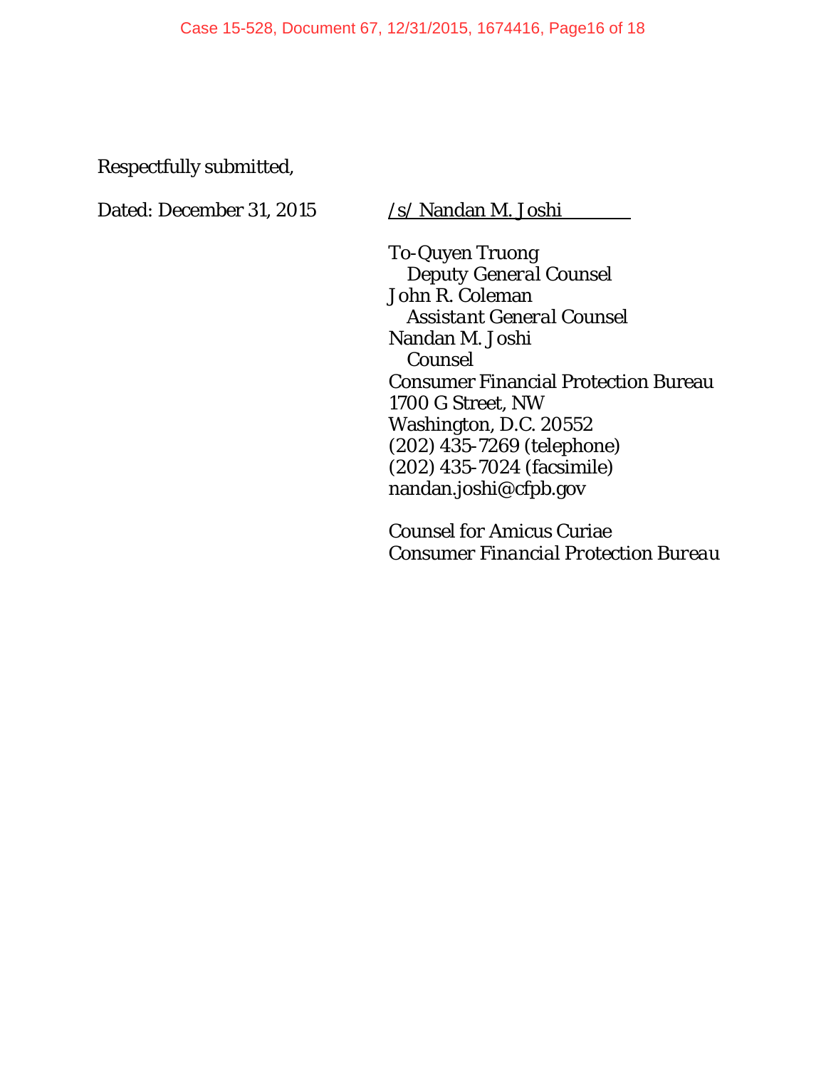Respectfully submitted,

Dated: December 31, 2015 &nbsp;&nbsp;&nbsp;&nbsp; /s/ Nandan M. Joshi

To-Quyen Truong
&nbsp;&nbsp;*Deputy General Counsel*
John R. Coleman
&nbsp;&nbsp;*Assistant General Counsel*
Nandan M. Joshi
&nbsp;&nbsp;*Counsel*
Consumer Financial Protection Bureau
1700 G Street, NW
Washington, D.C. 20552
(202) 435-7269 (telephone)
(202) 435-7024 (facsimile)
nandan.joshi@cfpb.gov

*Counsel for Amicus Curiae*
*Consumer Financial Protection Bureau*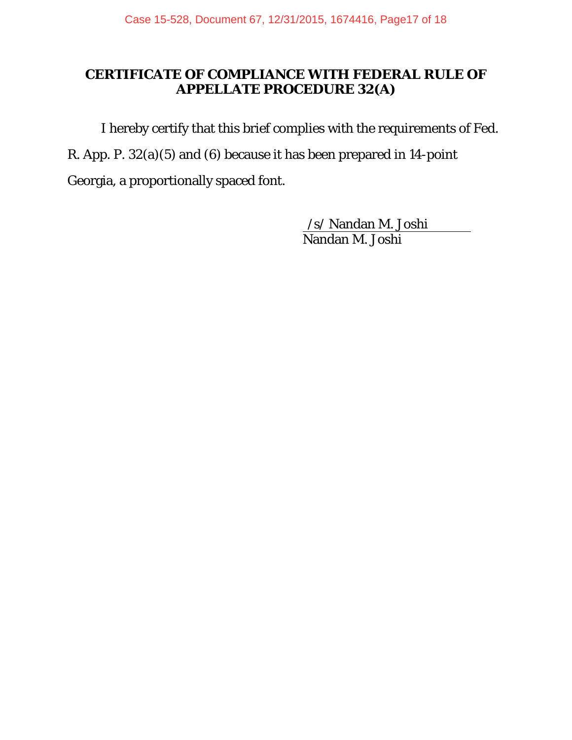## CERTIFICATE OF COMPLIANCE WITH FEDERAL RULE OF APPELLATE PROCEDURE 32(A)

I hereby certify that this brief complies with the requirements of Fed. R. App. P. 32(a)(5) and (6) because it has been prepared in 14-point Georgia, a proportionally spaced font.

/s/ Nandan M. Joshi
Nandan M. Joshi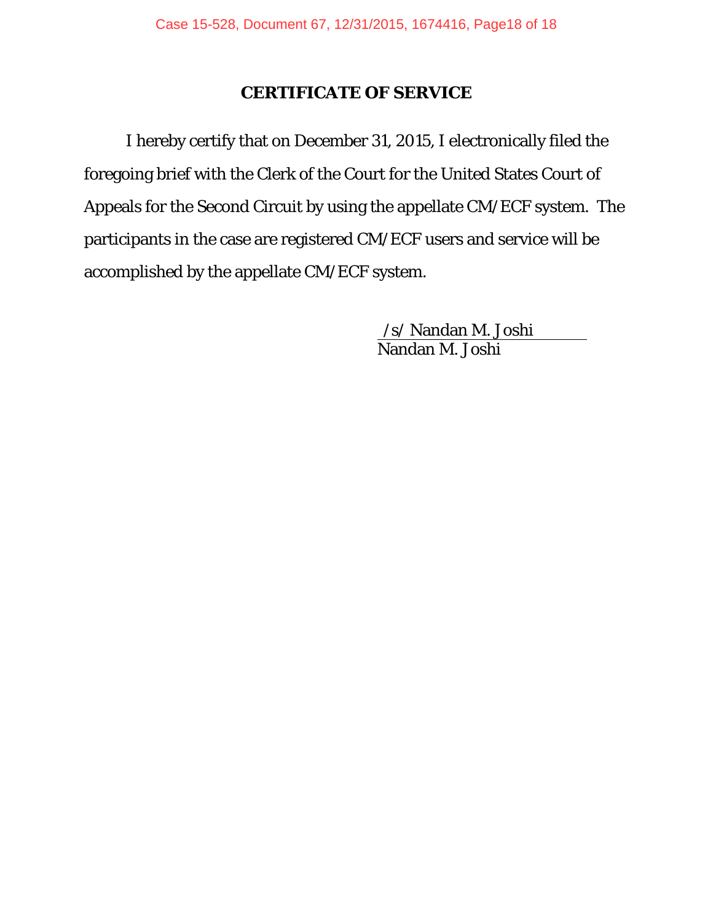## CERTIFICATE OF SERVICE

I hereby certify that on December 31, 2015, I electronically filed the foregoing brief with the Clerk of the Court for the United States Court of Appeals for the Second Circuit by using the appellate CM/ECF system. The participants in the case are registered CM/ECF users and service will be accomplished by the appellate CM/ECF system.

/s/ Nandan M. Joshi
Nandan M. Joshi